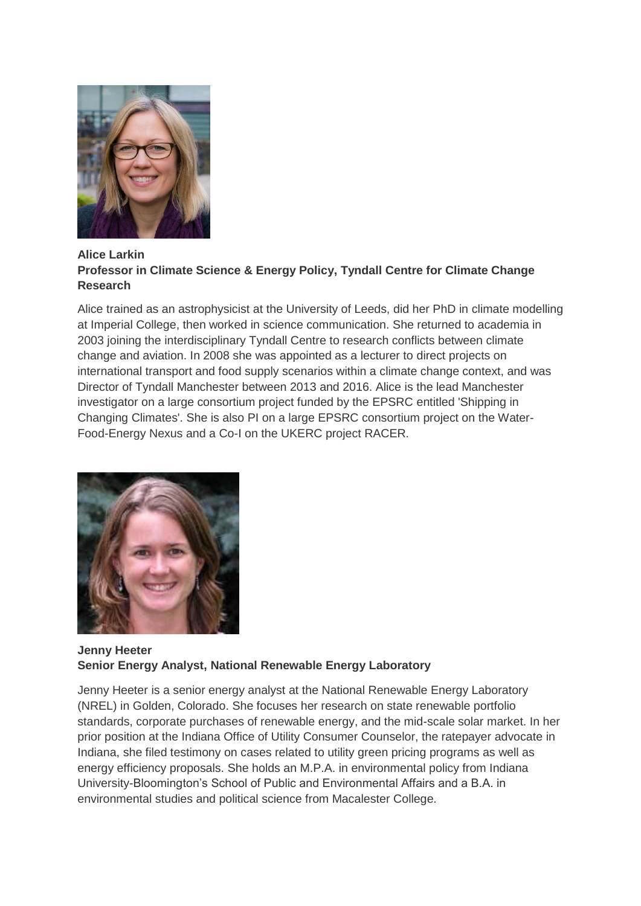**Alice Larkin**
**Professor in Climate Science & Energy Policy, Tyndall Centre for Climate Change Research**

Alice trained as an astrophysicist at the University of Leeds, did her PhD in climate modelling at Imperial College, then worked in science communication. She returned to academia in 2003 joining the interdisciplinary Tyndall Centre to research conflicts between climate change and aviation. In 2008 she was appointed as a lecturer to direct projects on international transport and food supply scenarios within a climate change context, and was Director of Tyndall Manchester between 2013 and 2016. Alice is the lead Manchester investigator on a large consortium project funded by the EPSRC entitled 'Shipping in Changing Climates'. She is also PI on a large EPSRC consortium project on the Water-Food-Energy Nexus and a Co-I on the UKERC project RACER.

**Jenny Heeter**
**Senior Energy Analyst, National Renewable Energy Laboratory**

Jenny Heeter is a senior energy analyst at the National Renewable Energy Laboratory (NREL) in Golden, Colorado. She focuses her research on state renewable portfolio standards, corporate purchases of renewable energy, and the mid-scale solar market. In her prior position at the Indiana Office of Utility Consumer Counselor, the ratepayer advocate in Indiana, she filed testimony on cases related to utility green pricing programs as well as energy efficiency proposals. She holds an M.P.A. in environmental policy from Indiana University-Bloomington's School of Public and Environmental Affairs and a B.A. in environmental studies and political science from Macalester College.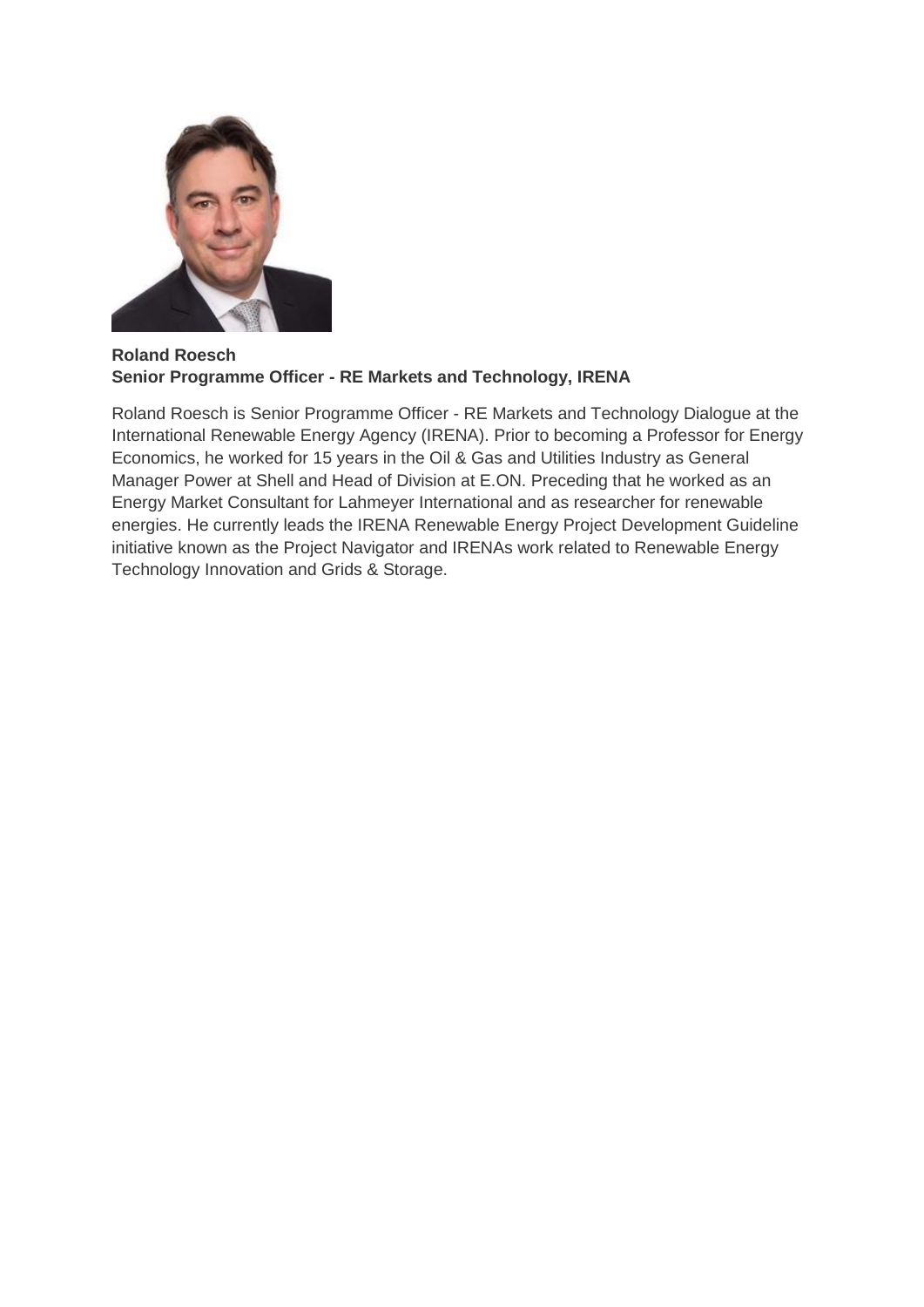**Roland Roesch**
**Senior Programme Officer - RE Markets and Technology, IRENA**

Roland Roesch is Senior Programme Officer - RE Markets and Technology Dialogue at the International Renewable Energy Agency (IRENA). Prior to becoming a Professor for Energy Economics, he worked for 15 years in the Oil & Gas and Utilities Industry as General Manager Power at Shell and Head of Division at E.ON. Preceding that he worked as an Energy Market Consultant for Lahmeyer International and as researcher for renewable energies. He currently leads the IRENA Renewable Energy Project Development Guideline initiative known as the Project Navigator and IRENAs work related to Renewable Energy Technology Innovation and Grids & Storage.